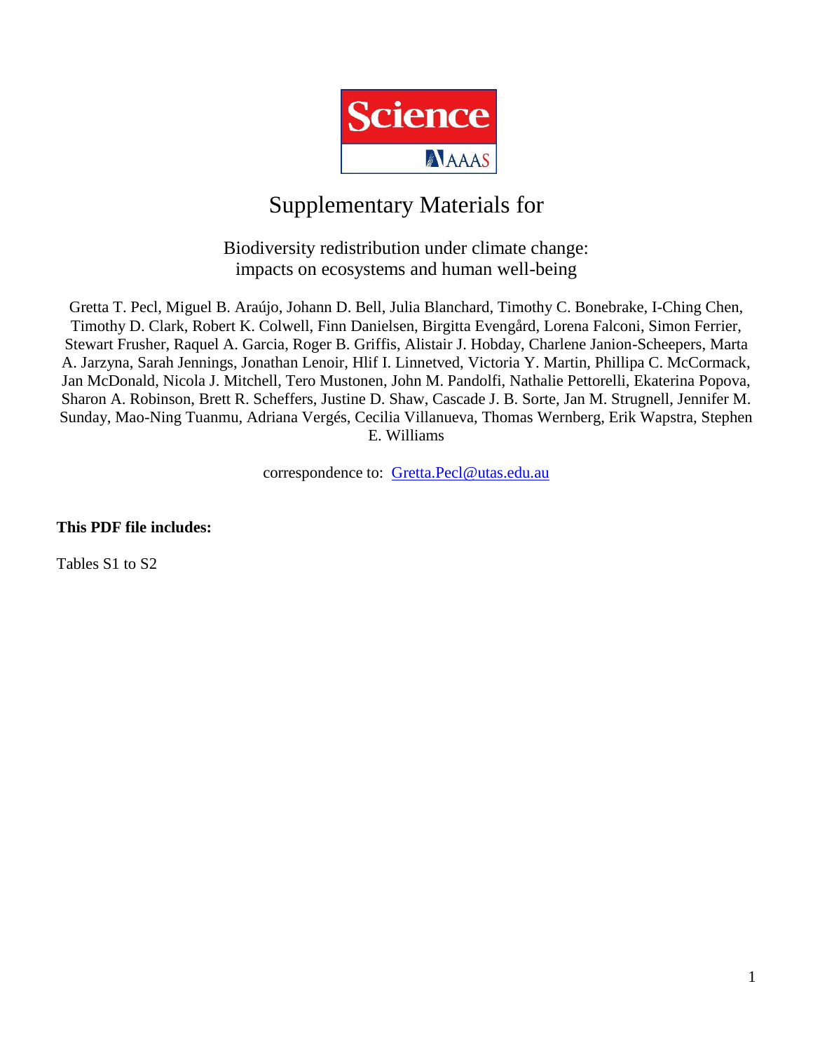# Science AAAS

## Supplementary Materials for

Biodiversity redistribution under climate change: impacts on ecosystems and human well-being

Gretta T. Pecl, Miguel B. Araújo, Johann D. Bell, Julia Blanchard, Timothy C. Bonebrake, I-Ching Chen, Timothy D. Clark, Robert K. Colwell, Finn Danielsen, Birgitta Evengård, Lorena Falconi, Simon Ferrier, Stewart Frusher, Raquel A. Garcia, Roger B. Griffis, Alistair J. Hobday, Charlene Janion-Scheepers, Marta A. Jarzyna, Sarah Jennings, Jonathan Lenoir, Hlif I. Linnetved, Victoria Y. Martin, Phillipa C. McCormack, Jan McDonald, Nicola J. Mitchell, Tero Mustonen, John M. Pandolfi, Nathalie Pettorelli, Ekaterina Popova, Sharon A. Robinson, Brett R. Scheffers, Justine D. Shaw, Cascade J. B. Sorte, Jan M. Strugnell, Jennifer M. Sunday, Mao-Ning Tuanmu, Adriana Vergés, Cecilia Villanueva, Thomas Wernberg, Erik Wapstra, Stephen E. Williams

correspondence to: Gretta.Pecl@utas.edu.au

**This PDF file includes:**

Tables S1 to S2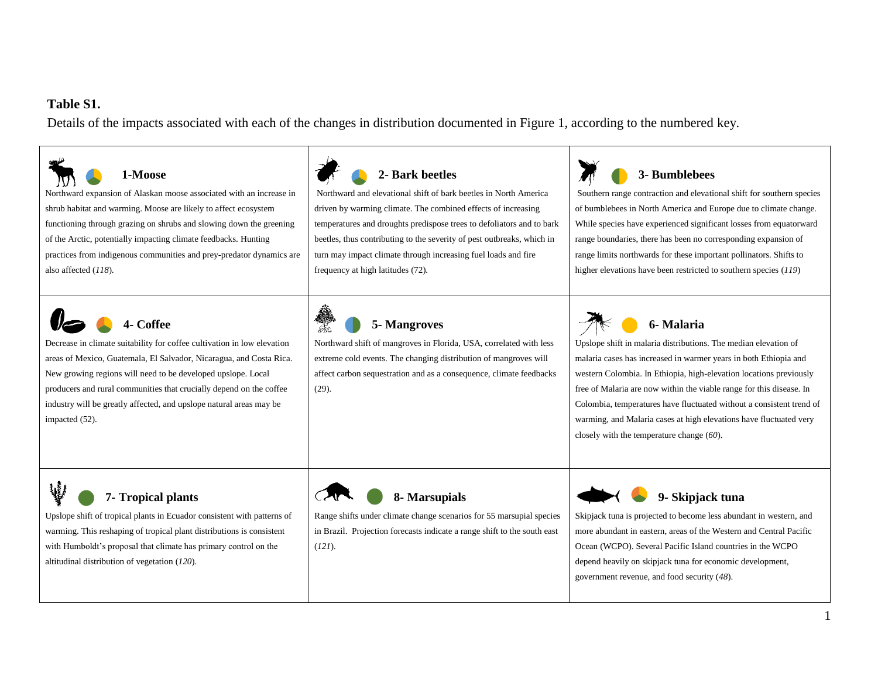**Table S1.**

Details of the impacts associated with each of the changes in distribution documented in Figure 1, according to the numbered key.

### 1-Moose

Northward expansion of Alaskan moose associated with an increase in shrub habitat and warming. Moose are likely to affect ecosystem functioning through grazing on shrubs and slowing down the greening of the Arctic, potentially impacting climate feedbacks. Hunting practices from indigenous communities and prey-predator dynamics are also affected (*118*).

### 2- Bark beetles

Northward and elevational shift of bark beetles in North America driven by warming climate. The combined effects of increasing temperatures and droughts predispose trees to defoliators and to bark beetles, thus contributing to the severity of pest outbreaks, which in turn may impact climate through increasing fuel loads and fire frequency at high latitudes (72).

### 3- Bumblebees

Southern range contraction and elevational shift for southern species of bumblebees in North America and Europe due to climate change. While species have experienced significant losses from equatorward range boundaries, there has been no corresponding expansion of range limits northwards for these important pollinators. Shifts to higher elevations have been restricted to southern species (*119*)

### 4- Coffee

Decrease in climate suitability for coffee cultivation in low elevation areas of Mexico, Guatemala, El Salvador, Nicaragua, and Costa Rica. New growing regions will need to be developed upslope. Local producers and rural communities that crucially depend on the coffee industry will be greatly affected, and upslope natural areas may be impacted (52).

### 5- Mangroves

Northward shift of mangroves in Florida, USA, correlated with less extreme cold events. The changing distribution of mangroves will affect carbon sequestration and as a consequence, climate feedbacks (29).

### 6- Malaria

Upslope shift in malaria distributions. The median elevation of malaria cases has increased in warmer years in both Ethiopia and western Colombia. In Ethiopia, high-elevation locations previously free of Malaria are now within the viable range for this disease. In Colombia, temperatures have fluctuated without a consistent trend of warming, and Malaria cases at high elevations have fluctuated very closely with the temperature change (*60*).

### 7- Tropical plants

Upslope shift of tropical plants in Ecuador consistent with patterns of warming. This reshaping of tropical plant distributions is consistent with Humboldt's proposal that climate has primary control on the altitudinal distribution of vegetation (*120*).

### 8- Marsupials

Range shifts under climate change scenarios for 55 marsupial species in Brazil. Projection forecasts indicate a range shift to the south east (*121*).

### 9- Skipjack tuna

Skipjack tuna is projected to become less abundant in western, and more abundant in eastern, areas of the Western and Central Pacific Ocean (WCPO). Several Pacific Island countries in the WCPO depend heavily on skipjack tuna for economic development, government revenue, and food security (*48*).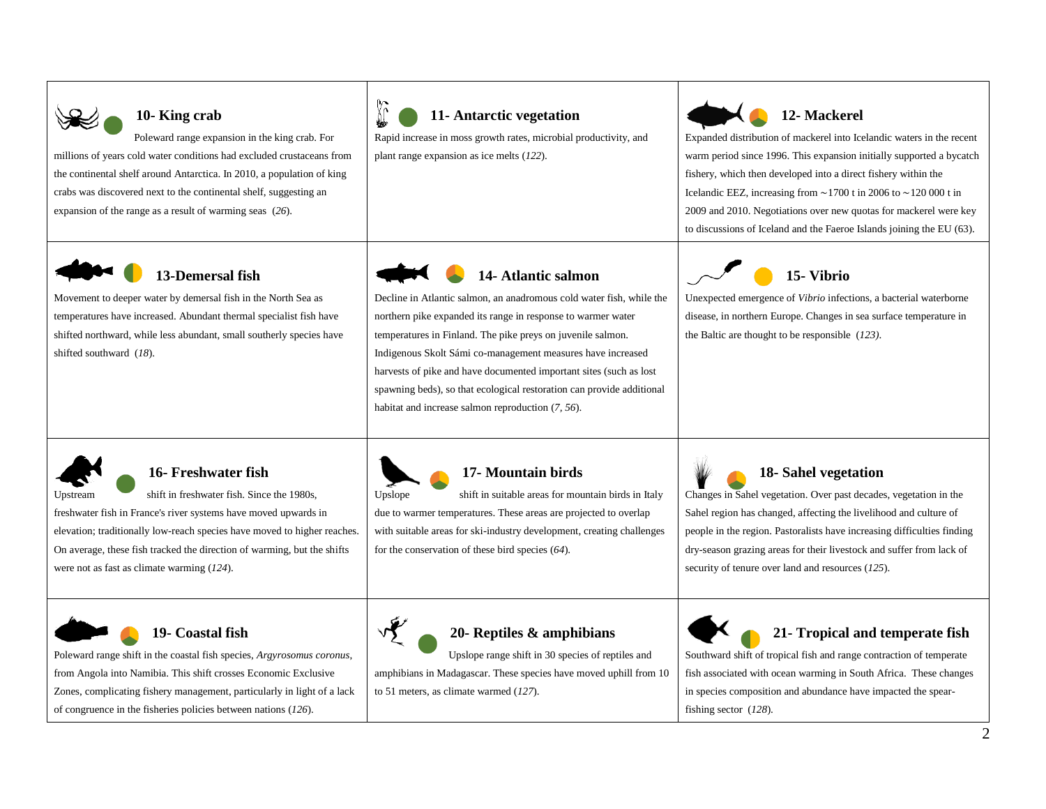### 10- King crab

Poleward range expansion in the king crab. For millions of years cold water conditions had excluded crustaceans from the continental shelf around Antarctica. In 2010, a population of king crabs was discovered next to the continental shelf, suggesting an expansion of the range as a result of warming seas (*26*).

### 11- Antarctic vegetation

Rapid increase in moss growth rates, microbial productivity, and plant range expansion as ice melts (*122*).

### 12- Mackerel

Expanded distribution of mackerel into Icelandic waters in the recent warm period since 1996. This expansion initially supported a bycatch fishery, which then developed into a direct fishery within the Icelandic EEZ, increasing from ~1700 t in 2006 to ~120 000 t in 2009 and 2010. Negotiations over new quotas for mackerel were key to discussions of Iceland and the Faeroe Islands joining the EU (63).

### 13-Demersal fish

Movement to deeper water by demersal fish in the North Sea as temperatures have increased. Abundant thermal specialist fish have shifted northward, while less abundant, small southerly species have shifted southward (*18*).

### 14- Atlantic salmon

Decline in Atlantic salmon, an anadromous cold water fish, while the northern pike expanded its range in response to warmer water temperatures in Finland. The pike preys on juvenile salmon. Indigenous Skolt Sámi co-management measures have increased harvests of pike and have documented important sites (such as lost spawning beds), so that ecological restoration can provide additional habitat and increase salmon reproduction (*7, 56*).

### 15- Vibrio

Unexpected emergence of *Vibrio* infections, a bacterial waterborne disease, in northern Europe. Changes in sea surface temperature in the Baltic are thought to be responsible (*123)*.

### 16- Freshwater fish

Upstream shift in freshwater fish. Since the 1980s, freshwater fish in France's river systems have moved upwards in elevation; traditionally low-reach species have moved to higher reaches. On average, these fish tracked the direction of warming, but the shifts were not as fast as climate warming (*124*).

### 17- Mountain birds

Upslope shift in suitable areas for mountain birds in Italy due to warmer temperatures. These areas are projected to overlap with suitable areas for ski-industry development, creating challenges for the conservation of these bird species (*64*).

### 18- Sahel vegetation

Changes in Sahel vegetation. Over past decades, vegetation in the Sahel region has changed, affecting the livelihood and culture of people in the region. Pastoralists have increasing difficulties finding dry-season grazing areas for their livestock and suffer from lack of security of tenure over land and resources (*125*).

### 19- Coastal fish

Poleward range shift in the coastal fish species, *Argyrosomus coronus*, from Angola into Namibia. This shift crosses Economic Exclusive Zones, complicating fishery management, particularly in light of a lack of congruence in the fisheries policies between nations (*126*).

### 20- Reptiles & amphibians

Upslope range shift in 30 species of reptiles and amphibians in Madagascar. These species have moved uphill from 10 to 51 meters, as climate warmed (*127*).

### 21- Tropical and temperate fish

Southward shift of tropical fish and range contraction of temperate fish associated with ocean warming in South Africa. These changes in species composition and abundance have impacted the spear-fishing sector (*128*).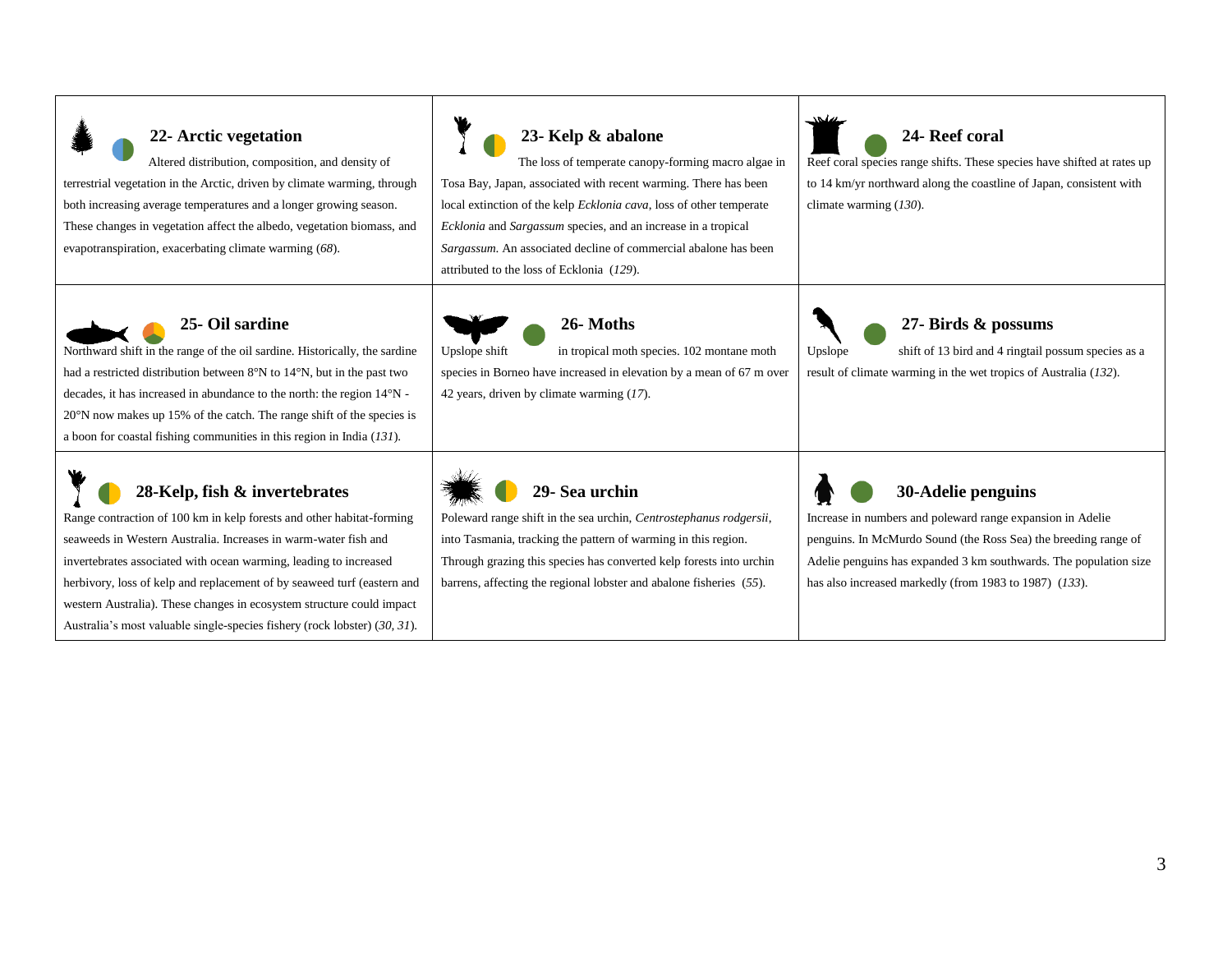### 22- Arctic vegetation

Altered distribution, composition, and density of terrestrial vegetation in the Arctic, driven by climate warming, through both increasing average temperatures and a longer growing season. These changes in vegetation affect the albedo, vegetation biomass, and evapotranspiration, exacerbating climate warming (*68*).

### 23- Kelp & abalone

The loss of temperate canopy-forming macro algae in Tosa Bay, Japan, associated with recent warming. There has been local extinction of the kelp *Ecklonia cava*, loss of other temperate *Ecklonia* and *Sargassum* species, and an increase in a tropical *Sargassum.* An associated decline of commercial abalone has been attributed to the loss of Ecklonia (*129*).

### 24- Reef coral

Reef coral species range shifts. These species have shifted at rates up to 14 km/yr northward along the coastline of Japan, consistent with climate warming (*130*).

### 25- Oil sardine

Northward shift in the range of the oil sardine. Historically, the sardine had a restricted distribution between 8°N to 14°N, but in the past two decades, it has increased in abundance to the north: the region 14°N - 20°N now makes up 15% of the catch. The range shift of the species is a boon for coastal fishing communities in this region in India (*131*).

### 26- Moths

Upslope shift in tropical moth species. 102 montane moth species in Borneo have increased in elevation by a mean of 67 m over 42 years, driven by climate warming (*17*).

### 27- Birds & possums

Upslope shift of 13 bird and 4 ringtail possum species as a result of climate warming in the wet tropics of Australia (*132*).

### 28-Kelp, fish & invertebrates

Range contraction of 100 km in kelp forests and other habitat-forming seaweeds in Western Australia. Increases in warm-water fish and invertebrates associated with ocean warming, leading to increased herbivory, loss of kelp and replacement of by seaweed turf (eastern and western Australia). These changes in ecosystem structure could impact Australia's most valuable single-species fishery (rock lobster) (*30, 31*).

### 29- Sea urchin

Poleward range shift in the sea urchin, *Centrostephanus rodgersii*, into Tasmania, tracking the pattern of warming in this region. Through grazing this species has converted kelp forests into urchin barrens, affecting the regional lobster and abalone fisheries (*55*).

### 30-Adelie penguins

Increase in numbers and poleward range expansion in Adelie penguins. In McMurdo Sound (the Ross Sea) the breeding range of Adelie penguins has expanded 3 km southwards. The population size has also increased markedly (from 1983 to 1987) (*133*).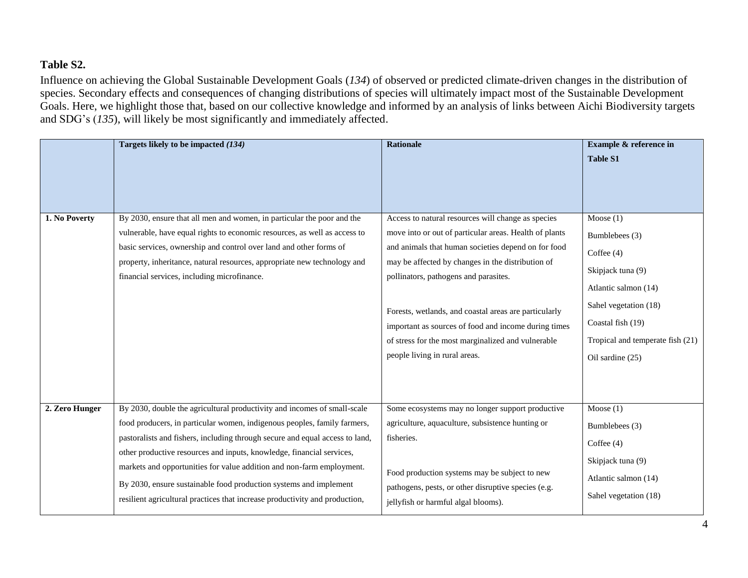**Table S2.**

Influence on achieving the Global Sustainable Development Goals (*134*) of observed or predicted climate-driven changes in the distribution of species. Secondary effects and consequences of changing distributions of species will ultimately impact most of the Sustainable Development Goals. Here, we highlight those that, based on our collective knowledge and informed by an analysis of links between Aichi Biodiversity targets and SDG's (*135*), will likely be most significantly and immediately affected.

| | **Targets likely to be impacted *(134)*** | **Rationale** | **Example & reference in Table S1** |
|---|---|---|---|
| **1. No Poverty** | By 2030, ensure that all men and women, in particular the poor and the vulnerable, have equal rights to economic resources, as well as access to basic services, ownership and control over land and other forms of property, inheritance, natural resources, appropriate new technology and financial services, including microfinance. | Access to natural resources will change as species move into or out of particular areas. Health of plants and animals that human societies depend on for food may be affected by changes in the distribution of pollinators, pathogens and parasites.<br><br>Forests, wetlands, and coastal areas are particularly important as sources of food and income during times of stress for the most marginalized and vulnerable people living in rural areas. | Moose (1)<br>Bumblebees (3)<br>Coffee (4)<br>Skipjack tuna (9)<br>Atlantic salmon (14)<br>Sahel vegetation (18)<br>Coastal fish (19)<br>Tropical and temperate fish (21)<br>Oil sardine (25) |
| **2. Zero Hunger** | By 2030, double the agricultural productivity and incomes of small-scale food producers, in particular women, indigenous peoples, family farmers, pastoralists and fishers, including through secure and equal access to land, other productive resources and inputs, knowledge, financial services, markets and opportunities for value addition and non-farm employment.<br>By 2030, ensure sustainable food production systems and implement resilient agricultural practices that increase productivity and production, | Some ecosystems may no longer support productive agriculture, aquaculture, subsistence hunting or fisheries.<br><br>Food production systems may be subject to new pathogens, pests, or other disruptive species (e.g. jellyfish or harmful algal blooms). | Moose (1)<br>Bumblebees (3)<br>Coffee (4)<br>Skipjack tuna (9)<br>Atlantic salmon (14)<br>Sahel vegetation (18) |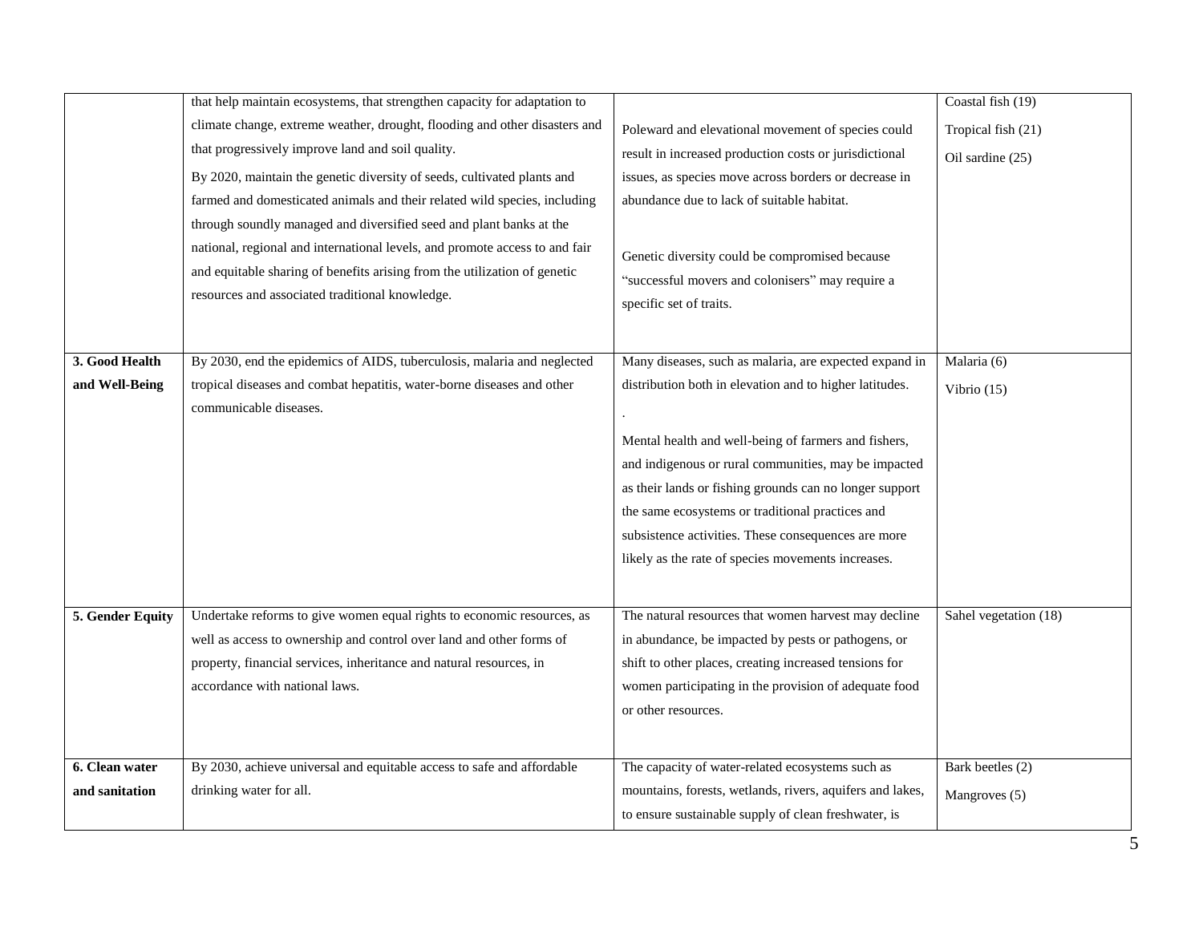| | | | |
|---|---|---|---|
| | that help maintain ecosystems, that strengthen capacity for adaptation to climate change, extreme weather, drought, flooding and other disasters and that progressively improve land and soil quality.<br><br>By 2020, maintain the genetic diversity of seeds, cultivated plants and farmed and domesticated animals and their related wild species, including through soundly managed and diversified seed and plant banks at the national, regional and international levels, and promote access to and fair and equitable sharing of benefits arising from the utilization of genetic resources and associated traditional knowledge. | Poleward and elevational movement of species could result in increased production costs or jurisdictional issues, as species move across borders or decrease in abundance due to lack of suitable habitat.<br><br>Genetic diversity could be compromised because "successful movers and colonisers" may require a specific set of traits. | Coastal fish (19)<br><br>Tropical fish (21)<br><br>Oil sardine (25) |
| **3. Good Health and Well-Being** | By 2030, end the epidemics of AIDS, tuberculosis, malaria and neglected tropical diseases and combat hepatitis, water-borne diseases and other communicable diseases. | Many diseases, such as malaria, are expected expand in distribution both in elevation and to higher latitudes.<br><br>.<br><br>Mental health and well-being of farmers and fishers, and indigenous or rural communities, may be impacted as their lands or fishing grounds can no longer support the same ecosystems or traditional practices and subsistence activities. These consequences are more likely as the rate of species movements increases. | Malaria (6)<br><br>Vibrio (15) |
| **5. Gender Equity** | Undertake reforms to give women equal rights to economic resources, as well as access to ownership and control over land and other forms of property, financial services, inheritance and natural resources, in accordance with national laws. | The natural resources that women harvest may decline in abundance, be impacted by pests or pathogens, or shift to other places, creating increased tensions for women participating in the provision of adequate food or other resources. | Sahel vegetation (18) |
| **6. Clean water and sanitation** | By 2030, achieve universal and equitable access to safe and affordable drinking water for all. | The capacity of water-related ecosystems such as mountains, forests, wetlands, rivers, aquifers and lakes, to ensure sustainable supply of clean freshwater, is | Bark beetles (2)<br><br>Mangroves (5) |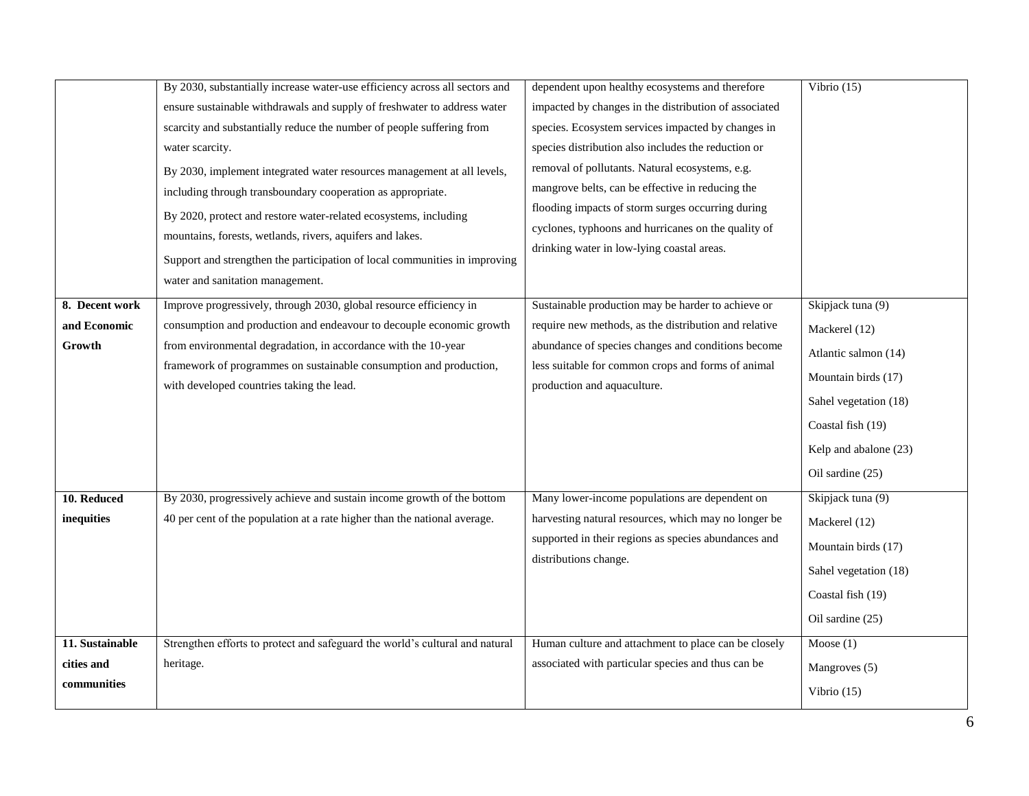| | | | |
|---|---|---|---|
| | By 2030, substantially increase water-use efficiency across all sectors and ensure sustainable withdrawals and supply of freshwater to address water scarcity and substantially reduce the number of people suffering from water scarcity.<br>By 2030, implement integrated water resources management at all levels, including through transboundary cooperation as appropriate.<br>By 2020, protect and restore water-related ecosystems, including mountains, forests, wetlands, rivers, aquifers and lakes.<br>Support and strengthen the participation of local communities in improving water and sanitation management. | dependent upon healthy ecosystems and therefore impacted by changes in the distribution of associated species. Ecosystem services impacted by changes in species distribution also includes the reduction or removal of pollutants. Natural ecosystems, e.g. mangrove belts, can be effective in reducing the flooding impacts of storm surges occurring during cyclones, typhoons and hurricanes on the quality of drinking water in low-lying coastal areas. | Vibrio (15) |
| **8. Decent work and Economic Growth** | Improve progressively, through 2030, global resource efficiency in consumption and production and endeavour to decouple economic growth from environmental degradation, in accordance with the 10-year framework of programmes on sustainable consumption and production, with developed countries taking the lead. | Sustainable production may be harder to achieve or require new methods, as the distribution and relative abundance of species changes and conditions become less suitable for common crops and forms of animal production and aquaculture. | Skipjack tuna (9)<br>Mackerel (12)<br>Atlantic salmon (14)<br>Mountain birds (17)<br>Sahel vegetation (18)<br>Coastal fish (19)<br>Kelp and abalone (23)<br>Oil sardine (25) |
| **10. Reduced inequities** | By 2030, progressively achieve and sustain income growth of the bottom 40 per cent of the population at a rate higher than the national average. | Many lower-income populations are dependent on harvesting natural resources, which may no longer be supported in their regions as species abundances and distributions change. | Skipjack tuna (9)<br>Mackerel (12)<br>Mountain birds (17)<br>Sahel vegetation (18)<br>Coastal fish (19)<br>Oil sardine (25) |
| **11. Sustainable cities and communities** | Strengthen efforts to protect and safeguard the world's cultural and natural heritage. | Human culture and attachment to place can be closely associated with particular species and thus can be | Moose (1)<br>Mangroves (5)<br>Vibrio (15) |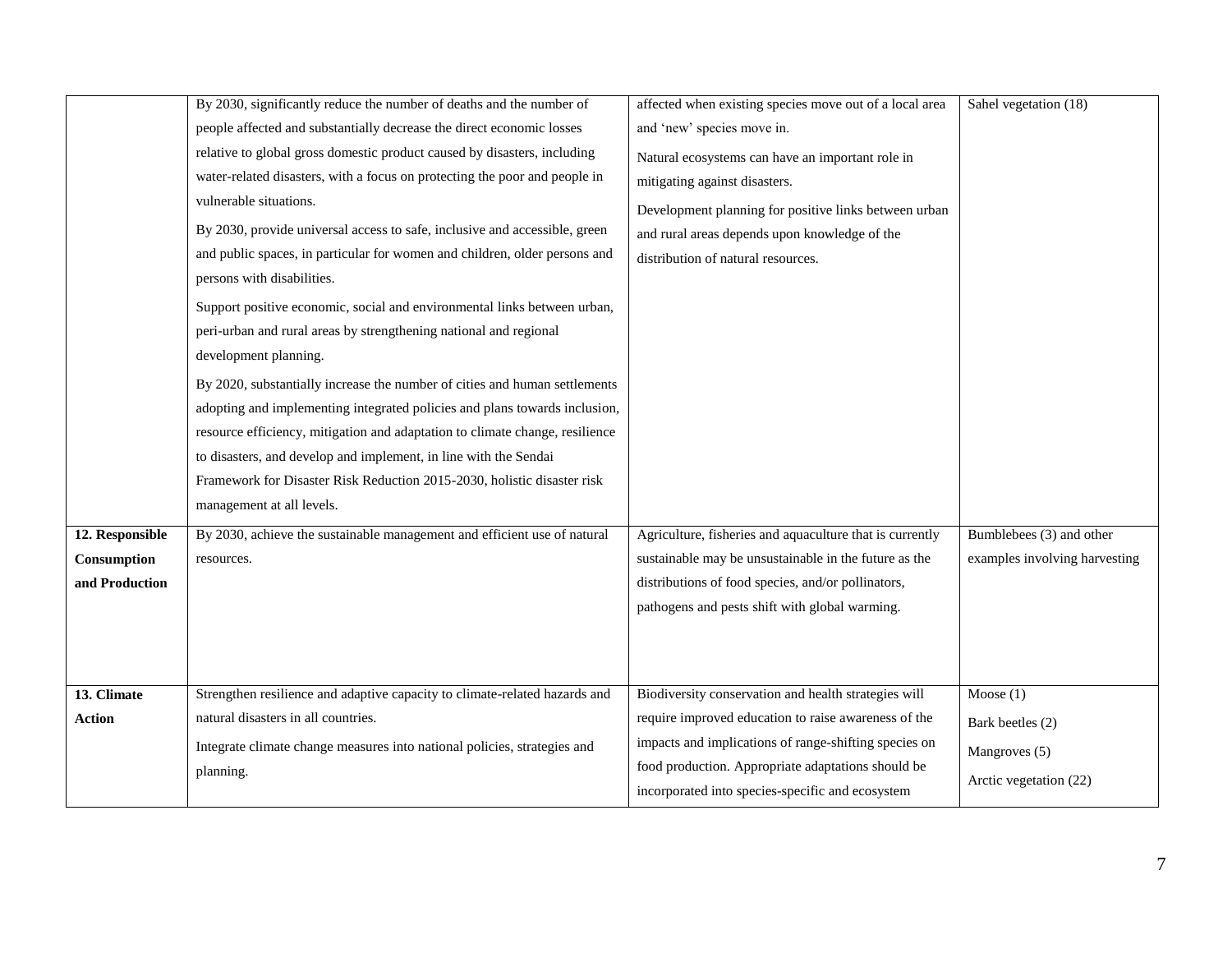| | | | |
|---|---|---|---|
| | By 2030, significantly reduce the number of deaths and the number of people affected and substantially decrease the direct economic losses relative to global gross domestic product caused by disasters, including water-related disasters, with a focus on protecting the poor and people in vulnerable situations.<br><br>By 2030, provide universal access to safe, inclusive and accessible, green and public spaces, in particular for women and children, older persons and persons with disabilities.<br><br>Support positive economic, social and environmental links between urban, peri-urban and rural areas by strengthening national and regional development planning.<br><br>By 2020, substantially increase the number of cities and human settlements adopting and implementing integrated policies and plans towards inclusion, resource efficiency, mitigation and adaptation to climate change, resilience to disasters, and develop and implement, in line with the Sendai Framework for Disaster Risk Reduction 2015-2030, holistic disaster risk management at all levels. | affected when existing species move out of a local area and 'new' species move in.<br><br>Natural ecosystems can have an important role in mitigating against disasters.<br><br>Development planning for positive links between urban and rural areas depends upon knowledge of the distribution of natural resources. | Sahel vegetation (18) |
| **12. Responsible Consumption and Production** | By 2030, achieve the sustainable management and efficient use of natural resources. | Agriculture, fisheries and aquaculture that is currently sustainable may be unsustainable in the future as the distributions of food species, and/or pollinators, pathogens and pests shift with global warming. | Bumblebees (3) and other examples involving harvesting |
| **13. Climate Action** | Strengthen resilience and adaptive capacity to climate-related hazards and natural disasters in all countries.<br><br>Integrate climate change measures into national policies, strategies and planning. | Biodiversity conservation and health strategies will require improved education to raise awareness of the impacts and implications of range-shifting species on food production. Appropriate adaptations should be incorporated into species-specific and ecosystem | Moose (1)<br><br>Bark beetles (2)<br><br>Mangroves (5)<br><br>Arctic vegetation (22) |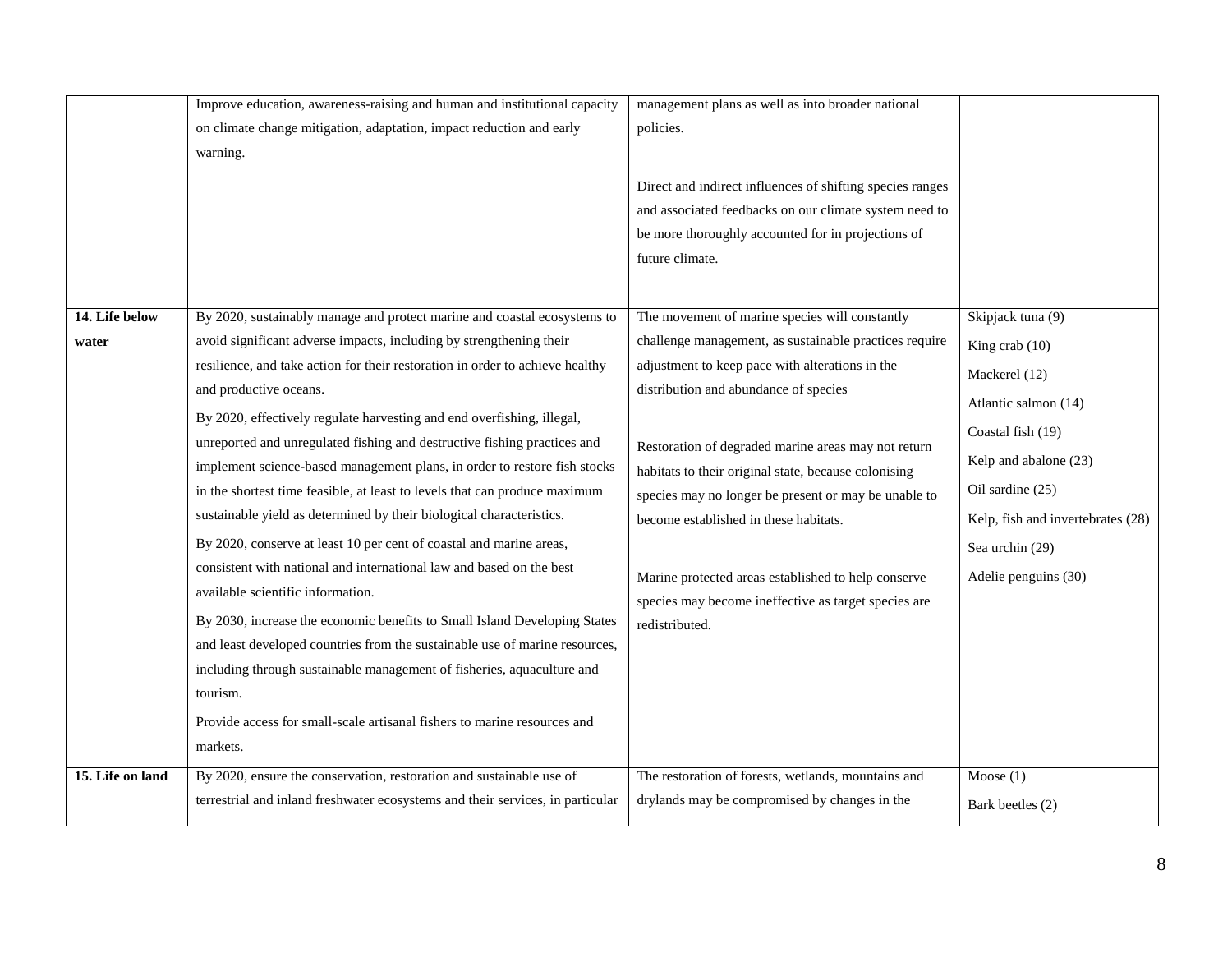| | | | |
|---|---|---|---|
| | Improve education, awareness-raising and human and institutional capacity on climate change mitigation, adaptation, impact reduction and early warning. | management plans as well as into broader national policies.<br><br>Direct and indirect influences of shifting species ranges and associated feedbacks on our climate system need to be more thoroughly accounted for in projections of future climate. | |
| **14. Life below water** | By 2020, sustainably manage and protect marine and coastal ecosystems to avoid significant adverse impacts, including by strengthening their resilience, and take action for their restoration in order to achieve healthy and productive oceans.<br><br>By 2020, effectively regulate harvesting and end overfishing, illegal, unreported and unregulated fishing and destructive fishing practices and implement science-based management plans, in order to restore fish stocks in the shortest time feasible, at least to levels that can produce maximum sustainable yield as determined by their biological characteristics.<br><br>By 2020, conserve at least 10 per cent of coastal and marine areas, consistent with national and international law and based on the best available scientific information.<br><br>By 2030, increase the economic benefits to Small Island Developing States and least developed countries from the sustainable use of marine resources, including through sustainable management of fisheries, aquaculture and tourism.<br><br>Provide access for small-scale artisanal fishers to marine resources and markets. | The movement of marine species will constantly challenge management, as sustainable practices require adjustment to keep pace with alterations in the distribution and abundance of species<br><br>Restoration of degraded marine areas may not return habitats to their original state, because colonising species may no longer be present or may be unable to become established in these habitats.<br><br>Marine protected areas established to help conserve species may become ineffective as target species are redistributed. | Skipjack tuna (9)<br>King crab (10)<br>Mackerel (12)<br>Atlantic salmon (14)<br>Coastal fish (19)<br>Kelp and abalone (23)<br>Oil sardine (25)<br>Kelp, fish and invertebrates (28)<br>Sea urchin (29)<br>Adelie penguins (30) |
| **15. Life on land** | By 2020, ensure the conservation, restoration and sustainable use of terrestrial and inland freshwater ecosystems and their services, in particular | The restoration of forests, wetlands, mountains and drylands may be compromised by changes in the | Moose (1)<br>Bark beetles (2) |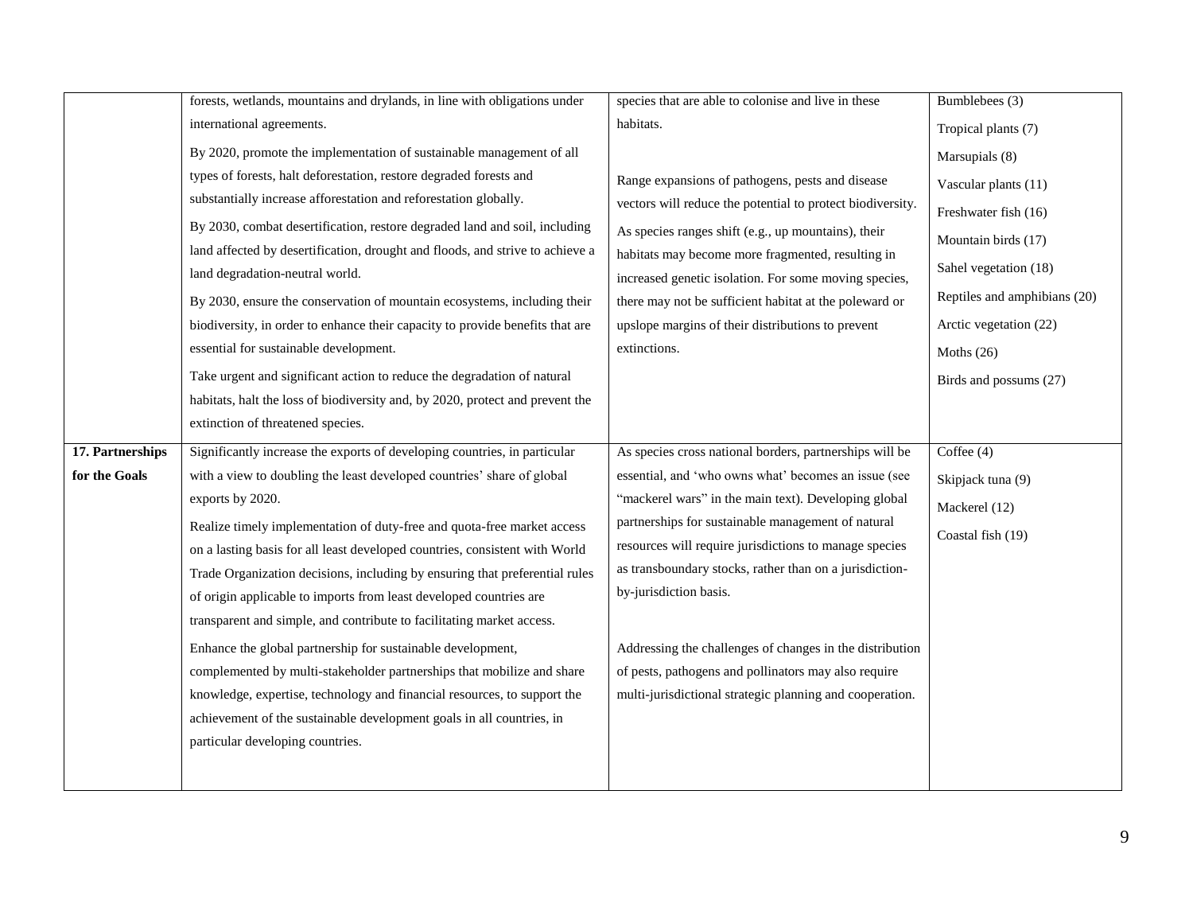| | | | |
|---|---|---|---|
| | forests, wetlands, mountains and drylands, in line with obligations under international agreements.<br><br>By 2020, promote the implementation of sustainable management of all types of forests, halt deforestation, restore degraded forests and substantially increase afforestation and reforestation globally.<br><br>By 2030, combat desertification, restore degraded land and soil, including land affected by desertification, drought and floods, and strive to achieve a land degradation-neutral world.<br><br>By 2030, ensure the conservation of mountain ecosystems, including their biodiversity, in order to enhance their capacity to provide benefits that are essential for sustainable development.<br><br>Take urgent and significant action to reduce the degradation of natural habitats, halt the loss of biodiversity and, by 2020, protect and prevent the extinction of threatened species. | species that are able to colonise and live in these habitats.<br><br>Range expansions of pathogens, pests and disease vectors will reduce the potential to protect biodiversity.<br><br>As species ranges shift (e.g., up mountains), their habitats may become more fragmented, resulting in increased genetic isolation. For some moving species, there may not be sufficient habitat at the poleward or upslope margins of their distributions to prevent extinctions. | Bumblebees (3)<br>Tropical plants (7)<br>Marsupials (8)<br>Vascular plants (11)<br>Freshwater fish (16)<br>Mountain birds (17)<br>Sahel vegetation (18)<br>Reptiles and amphibians (20)<br>Arctic vegetation (22)<br>Moths (26)<br>Birds and possums (27) |
| **17. Partnerships for the Goals** | Significantly increase the exports of developing countries, in particular with a view to doubling the least developed countries' share of global exports by 2020.<br><br>Realize timely implementation of duty-free and quota-free market access on a lasting basis for all least developed countries, consistent with World Trade Organization decisions, including by ensuring that preferential rules of origin applicable to imports from least developed countries are transparent and simple, and contribute to facilitating market access.<br><br>Enhance the global partnership for sustainable development, complemented by multi-stakeholder partnerships that mobilize and share knowledge, expertise, technology and financial resources, to support the achievement of the sustainable development goals in all countries, in particular developing countries. | As species cross national borders, partnerships will be essential, and 'who owns what' becomes an issue (see "mackerel wars" in the main text). Developing global partnerships for sustainable management of natural resources will require jurisdictions to manage species as transboundary stocks, rather than on a jurisdiction-by-jurisdiction basis.<br><br>Addressing the challenges of changes in the distribution of pests, pathogens and pollinators may also require multi-jurisdictional strategic planning and cooperation. | Coffee (4)<br>Skipjack tuna (9)<br>Mackerel (12)<br>Coastal fish (19) |